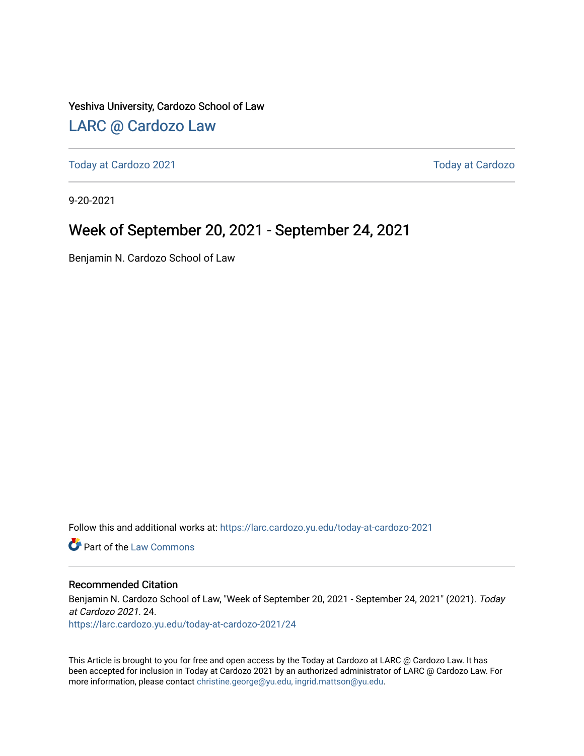Yeshiva University, Cardozo School of Law

## LARC @ Cardozo Law

Today at Cardozo 2021 | Today at Cardozo

9-20-2021

# Week of September 20, 2021 - September 24, 2021

Benjamin N. Cardozo School of Law

Follow this and additional works at: https://larc.cardozo.yu.edu/today-at-cardozo-2021

Part of the Law Commons

### Recommended Citation

Benjamin N. Cardozo School of Law, "Week of September 20, 2021 - September 24, 2021" (2021). *Today at Cardozo 2021*. 24.
https://larc.cardozo.yu.edu/today-at-cardozo-2021/24

This Article is brought to you for free and open access by the Today at Cardozo at LARC @ Cardozo Law. It has been accepted for inclusion in Today at Cardozo 2021 by an authorized administrator of LARC @ Cardozo Law. For more information, please contact christine.george@yu.edu, ingrid.mattson@yu.edu.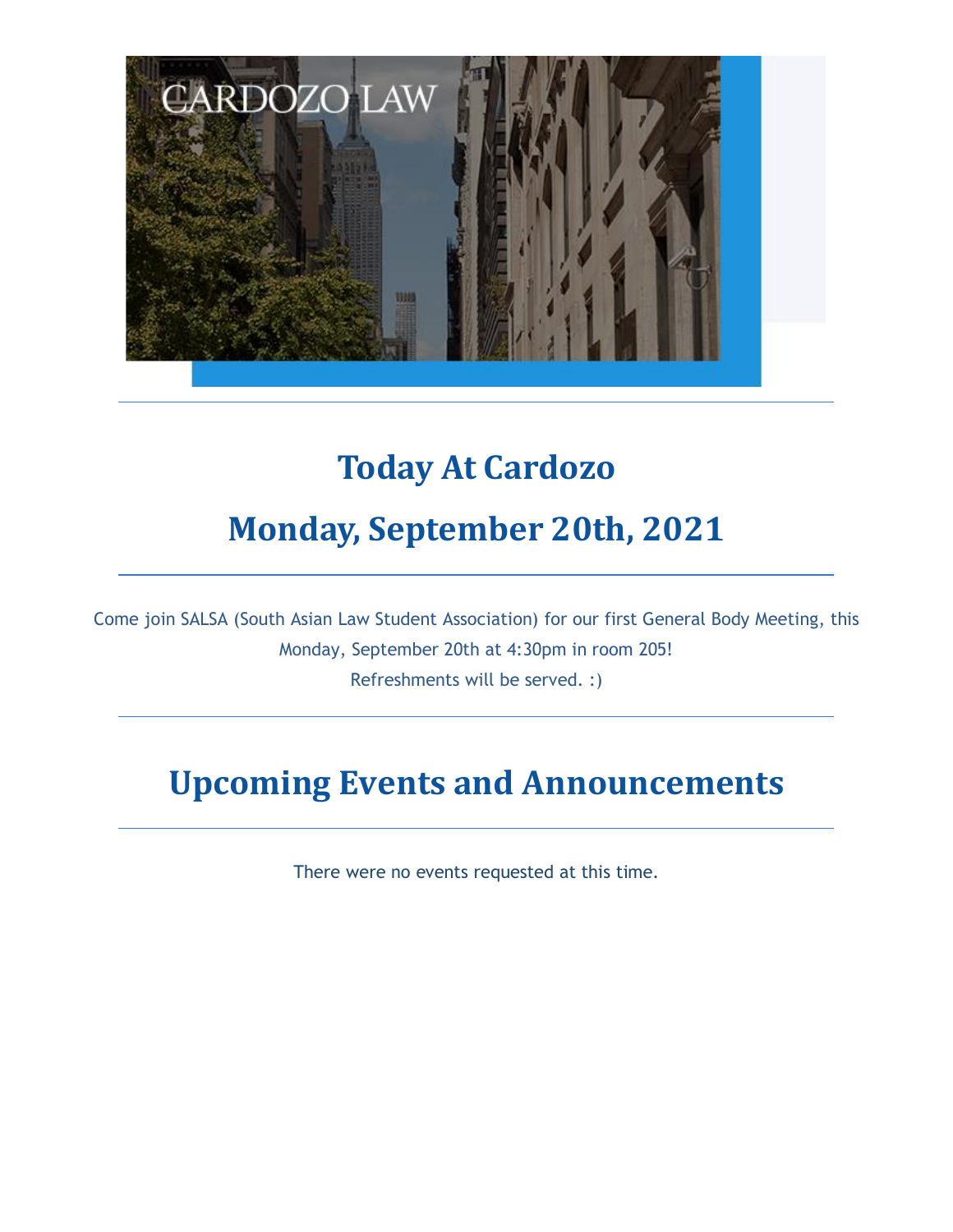# Today At Cardozo

# Monday, September 20th, 2021

---

Come join SALSA (South Asian Law Student Association) for our first General Body Meeting, this Monday, September 20th at 4:30pm in room 205!

Refreshments will be served. :)

---

# Upcoming Events and Announcements

---

There were no events requested at this time.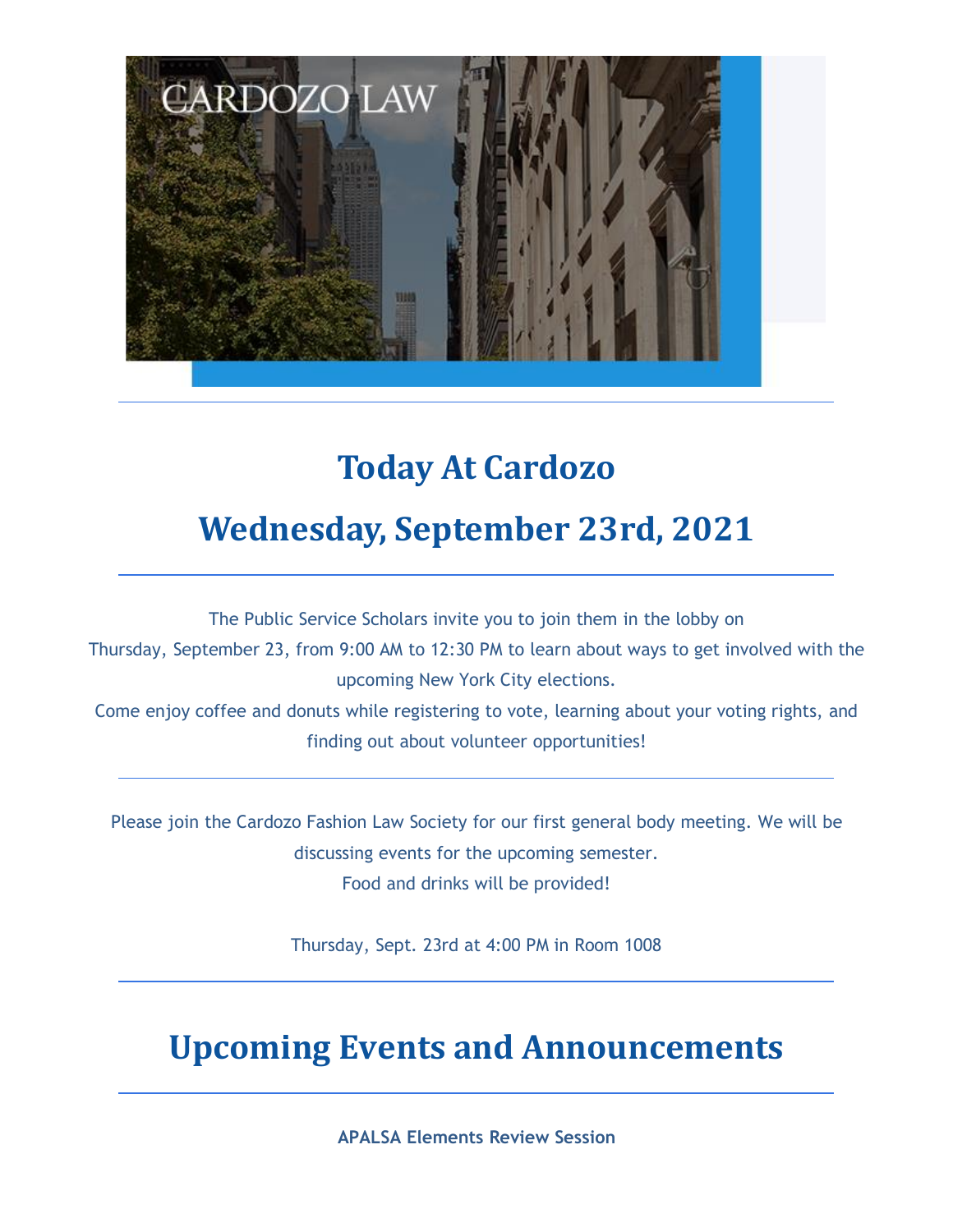# Today At Cardozo

# Wednesday, September 23rd, 2021

---

The Public Service Scholars invite you to join them in the lobby on Thursday, September 23, from 9:00 AM to 12:30 PM to learn about ways to get involved with the upcoming New York City elections.
Come enjoy coffee and donuts while registering to vote, learning about your voting rights, and finding out about volunteer opportunities!

---

Please join the Cardozo Fashion Law Society for our first general body meeting. We will be discussing events for the upcoming semester.
Food and drinks will be provided!

Thursday, Sept. 23rd at 4:00 PM in Room 1008

---

# Upcoming Events and Announcements

---

**APALSA Elements Review Session**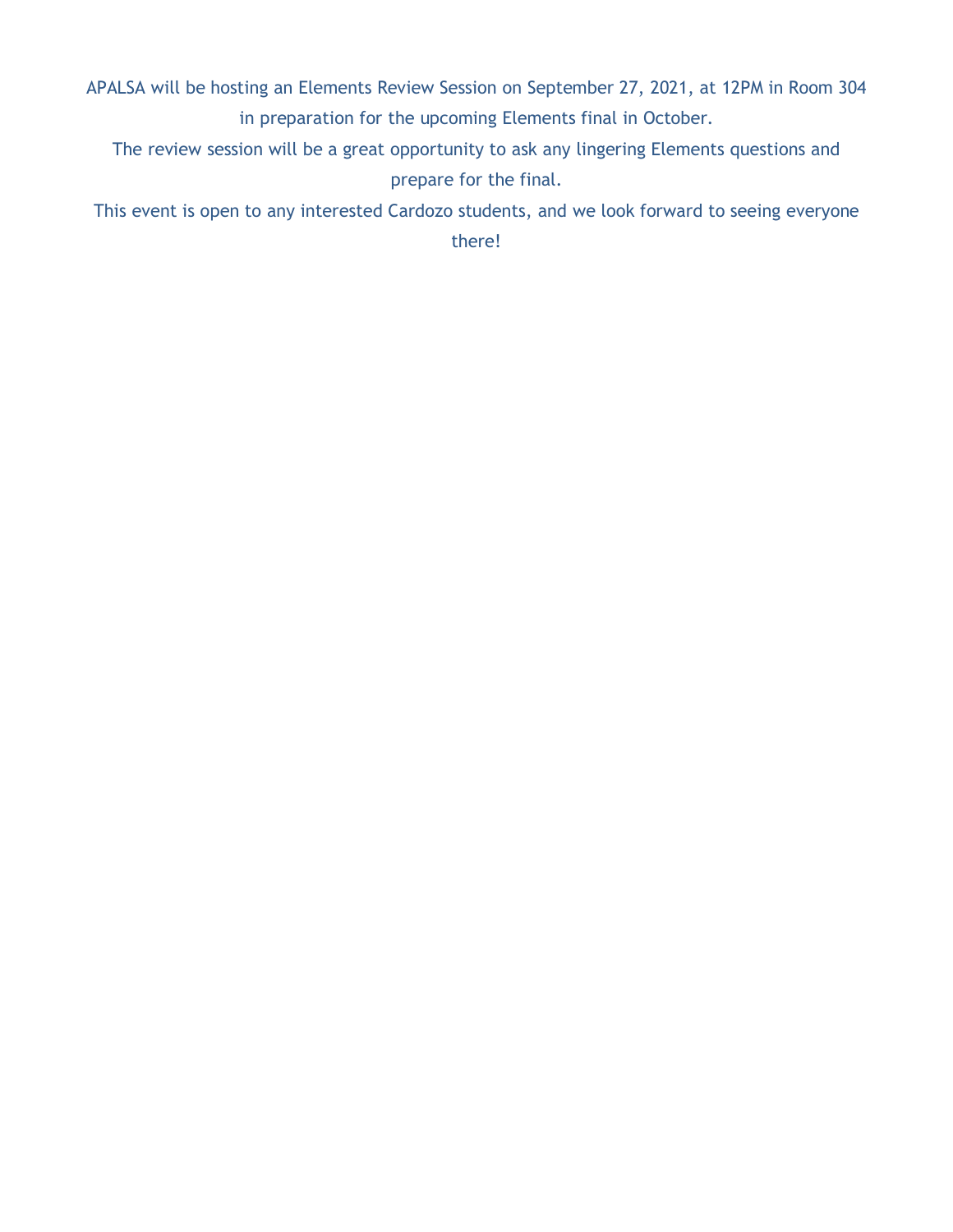APALSA will be hosting an Elements Review Session on September 27, 2021, at 12PM in Room 304 in preparation for the upcoming Elements final in October.

The review session will be a great opportunity to ask any lingering Elements questions and prepare for the final.

This event is open to any interested Cardozo students, and we look forward to seeing everyone there!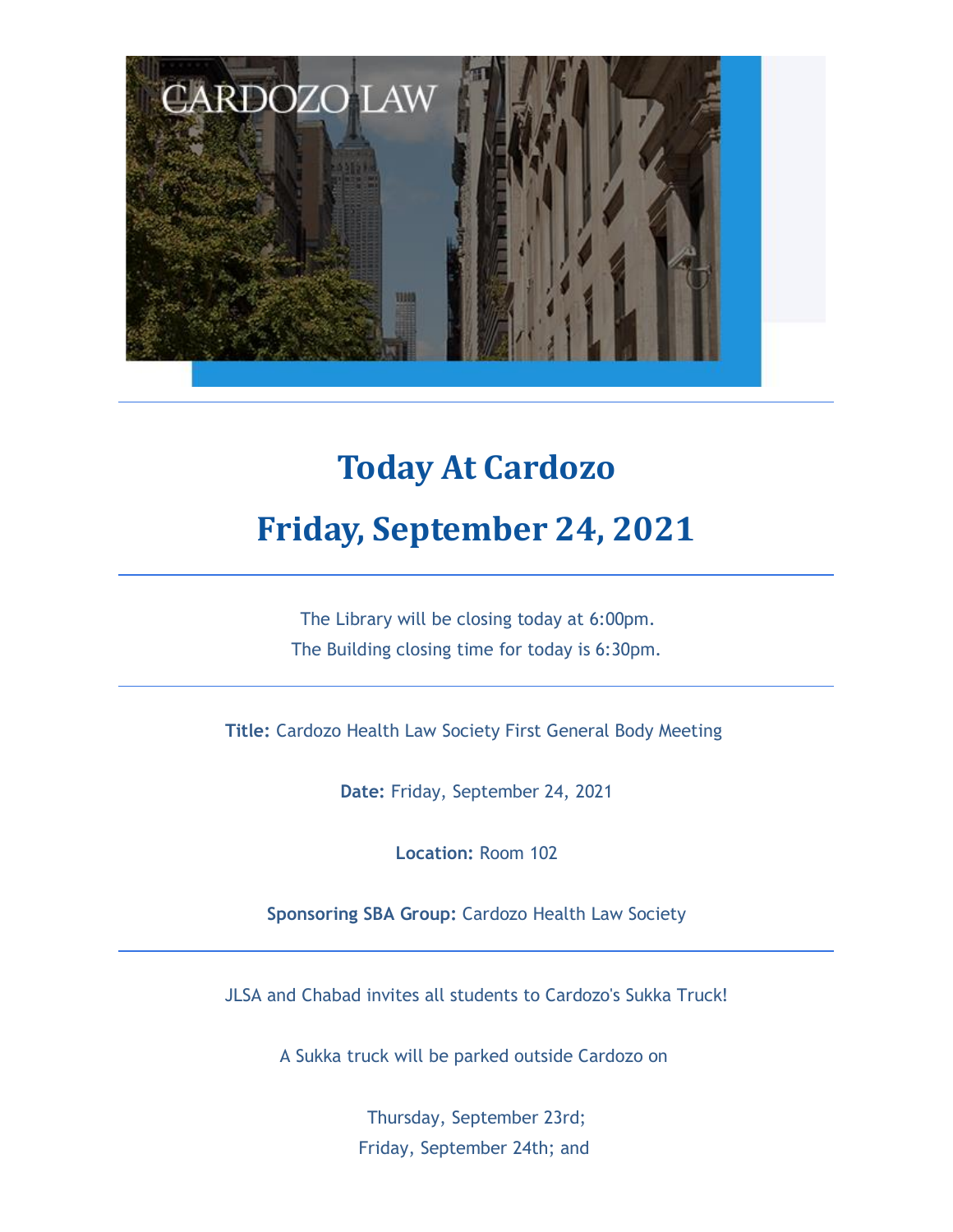# Today At Cardozo

# Friday, September 24, 2021

---

The Library will be closing today at 6:00pm.
The Building closing time for today is 6:30pm.

---

**Title:** Cardozo Health Law Society First General Body Meeting

**Date:** Friday, September 24, 2021

**Location:** Room 102

**Sponsoring SBA Group:** Cardozo Health Law Society

---

JLSA and Chabad invites all students to Cardozo's Sukka Truck!

A Sukka truck will be parked outside Cardozo on

Thursday, September 23rd;
Friday, September 24th; and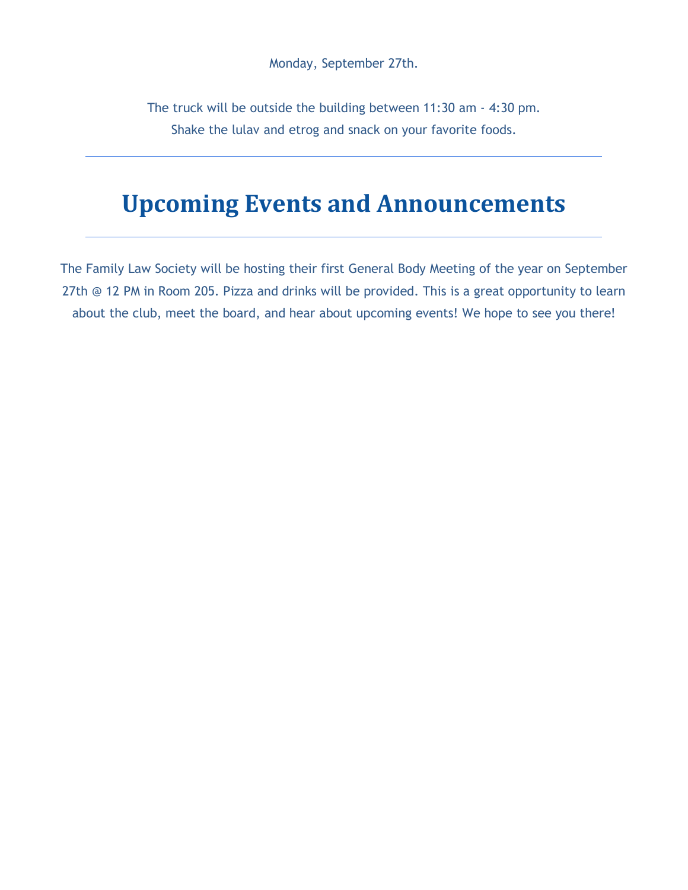Monday, September 27th.

The truck will be outside the building between 11:30 am - 4:30 pm.
Shake the lulav and etrog and snack on your favorite foods.

---

## Upcoming Events and Announcements

---

The Family Law Society will be hosting their first General Body Meeting of the year on September 27th @ 12 PM in Room 205. Pizza and drinks will be provided. This is a great opportunity to learn about the club, meet the board, and hear about upcoming events! We hope to see you there!